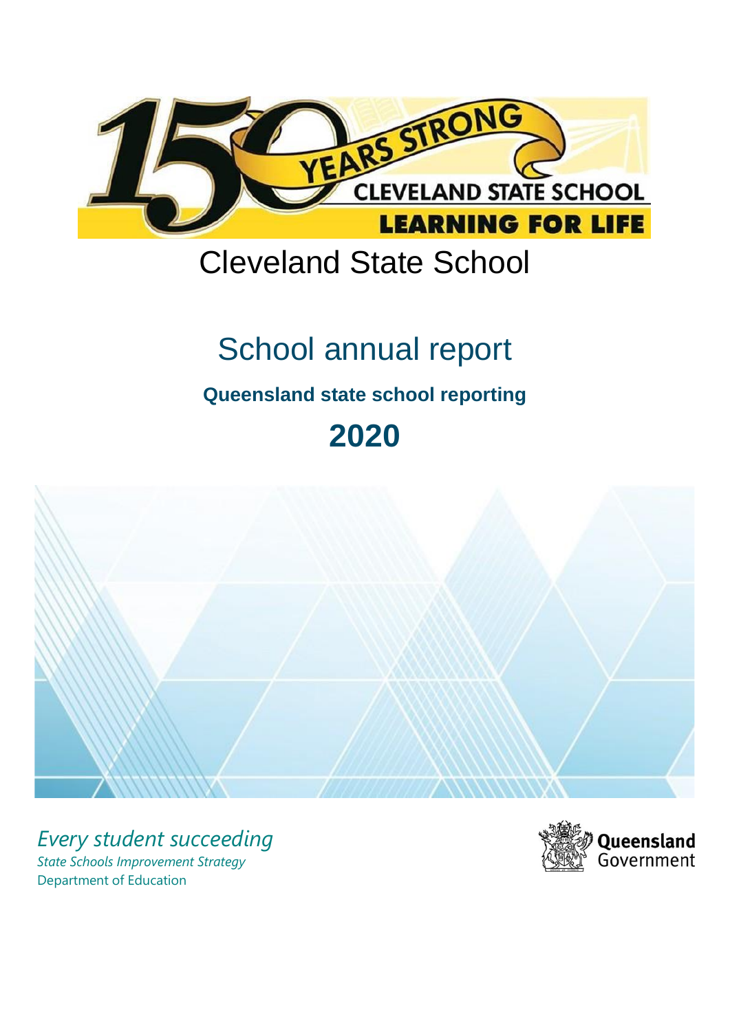# Cleveland State School

## School annual report

**Queensland state school reporting**

# 2020

*Every student succeeding*

*State Schools Improvement Strategy*

Department of Education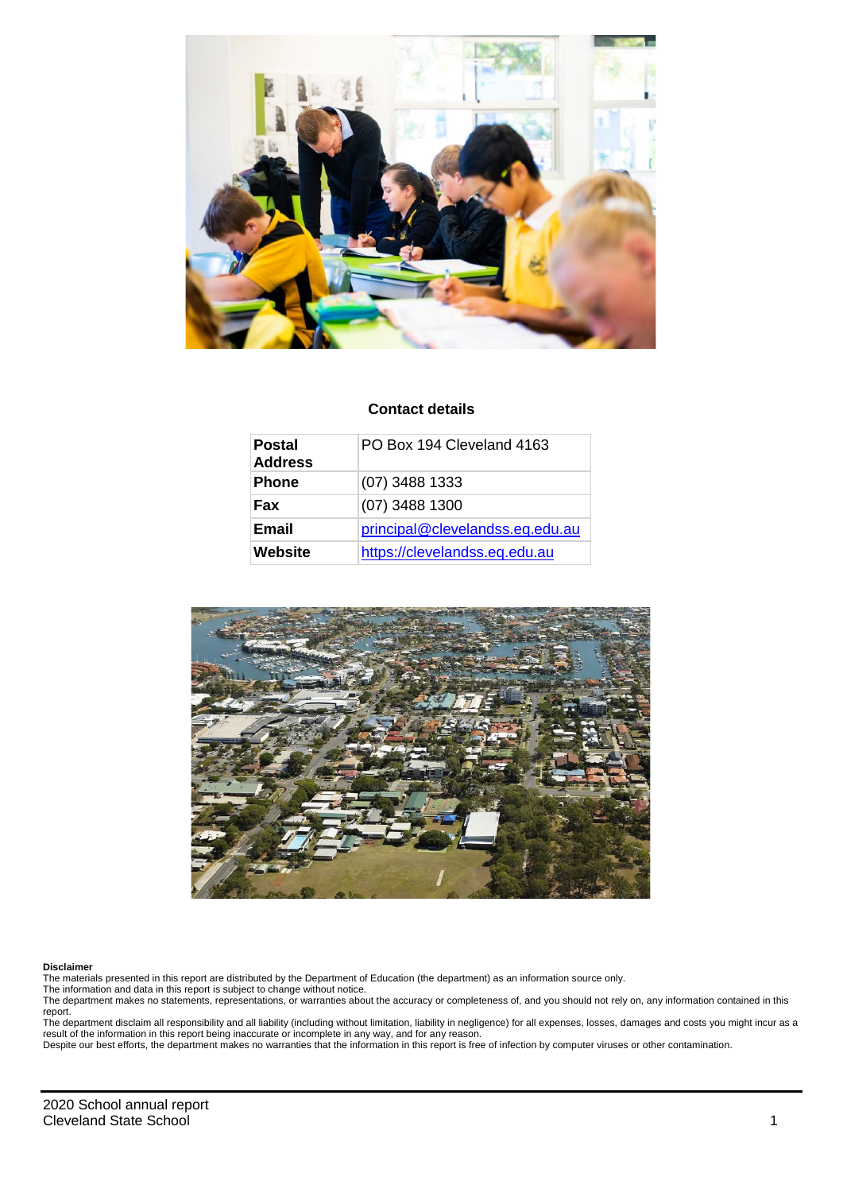### Contact details

| Postal Address | PO Box 194 Cleveland 4163 |
|---|---|
| Phone | (07) 3488 1333 |
| Fax | (07) 3488 1300 |
| Email | principal@clevelandss.eq.edu.au |
| Website | https://clevelandss.eq.edu.au |

**Disclaimer**

The materials presented in this report are distributed by the Department of Education (the department) as an information source only.

The information and data in this report is subject to change without notice.

The department makes no statements, representations, or warranties about the accuracy or completeness of, and you should not rely on, any information contained in this report.

The department disclaim all responsibility and all liability (including without limitation, liability in negligence) for all expenses, losses, damages and costs you might incur as a result of the information in this report being inaccurate or incomplete in any way, and for any reason.

Despite our best efforts, the department makes no warranties that the information in this report is free of infection by computer viruses or other contamination.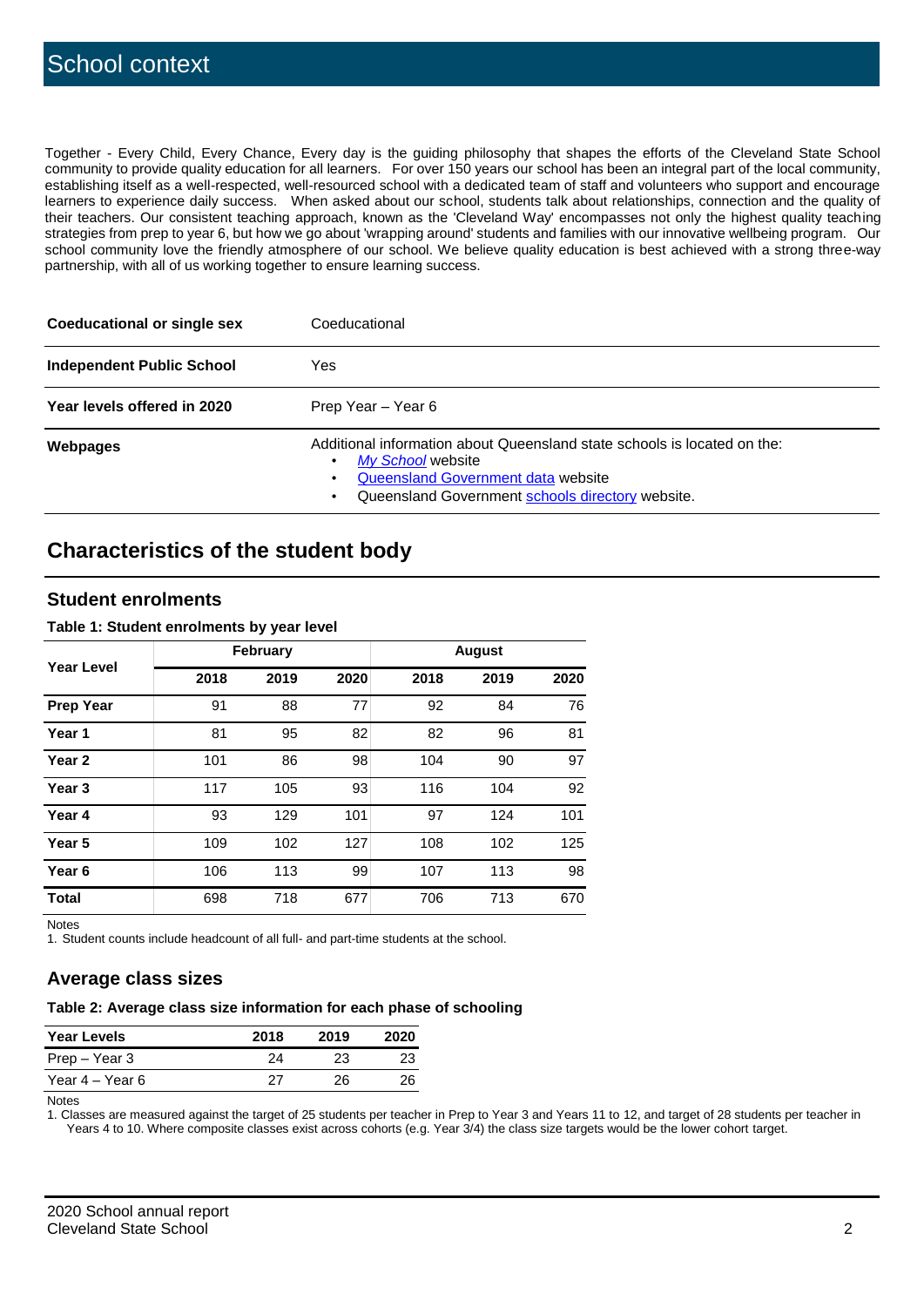# School context

Together - Every Child, Every Chance, Every day is the guiding philosophy that shapes the efforts of the Cleveland State School community to provide quality education for all learners. For over 150 years our school has been an integral part of the local community, establishing itself as a well-respected, well-resourced school with a dedicated team of staff and volunteers who support and encourage learners to experience daily success. When asked about our school, students talk about relationships, connection and the quality of their teachers. Our consistent teaching approach, known as the 'Cleveland Way' encompasses not only the highest quality teaching strategies from prep to year 6, but how we go about 'wrapping around' students and families with our innovative wellbeing program. Our school community love the friendly atmosphere of our school. We believe quality education is best achieved with a strong three-way partnership, with all of us working together to ensure learning success.

| | |
|---|---|
| **Coeducational or single sex** | Coeducational |
| **Independent Public School** | Yes |
| **Year levels offered in 2020** | Prep Year – Year 6 |
| **Webpages** | Additional information about Queensland state schools is located on the: • *My School* website • Queensland Government data website • Queensland Government schools directory website. |

## Characteristics of the student body

### Student enrolments

**Table 1: Student enrolments by year level**

| Year Level | February | | | August | | |
|---|---|---|---|---|---|---|
| | 2018 | 2019 | 2020 | 2018 | 2019 | 2020 |
| **Prep Year** | 91 | 88 | 77 | 92 | 84 | 76 |
| **Year 1** | 81 | 95 | 82 | 82 | 96 | 81 |
| **Year 2** | 101 | 86 | 98 | 104 | 90 | 97 |
| **Year 3** | 117 | 105 | 93 | 116 | 104 | 92 |
| **Year 4** | 93 | 129 | 101 | 97 | 124 | 101 |
| **Year 5** | 109 | 102 | 127 | 108 | 102 | 125 |
| **Year 6** | 106 | 113 | 99 | 107 | 113 | 98 |
| **Total** | 698 | 718 | 677 | 706 | 713 | 670 |

Notes

1. Student counts include headcount of all full- and part-time students at the school.

### Average class sizes

**Table 2: Average class size information for each phase of schooling**

| Year Levels | 2018 | 2019 | 2020 |
|---|---|---|---|
| Prep – Year 3 | 24 | 23 | 23 |
| Year 4 – Year 6 | 27 | 26 | 26 |

Notes

1. Classes are measured against the target of 25 students per teacher in Prep to Year 3 and Years 11 to 12, and target of 28 students per teacher in Years 4 to 10. Where composite classes exist across cohorts (e.g. Year 3/4) the class size targets would be the lower cohort target.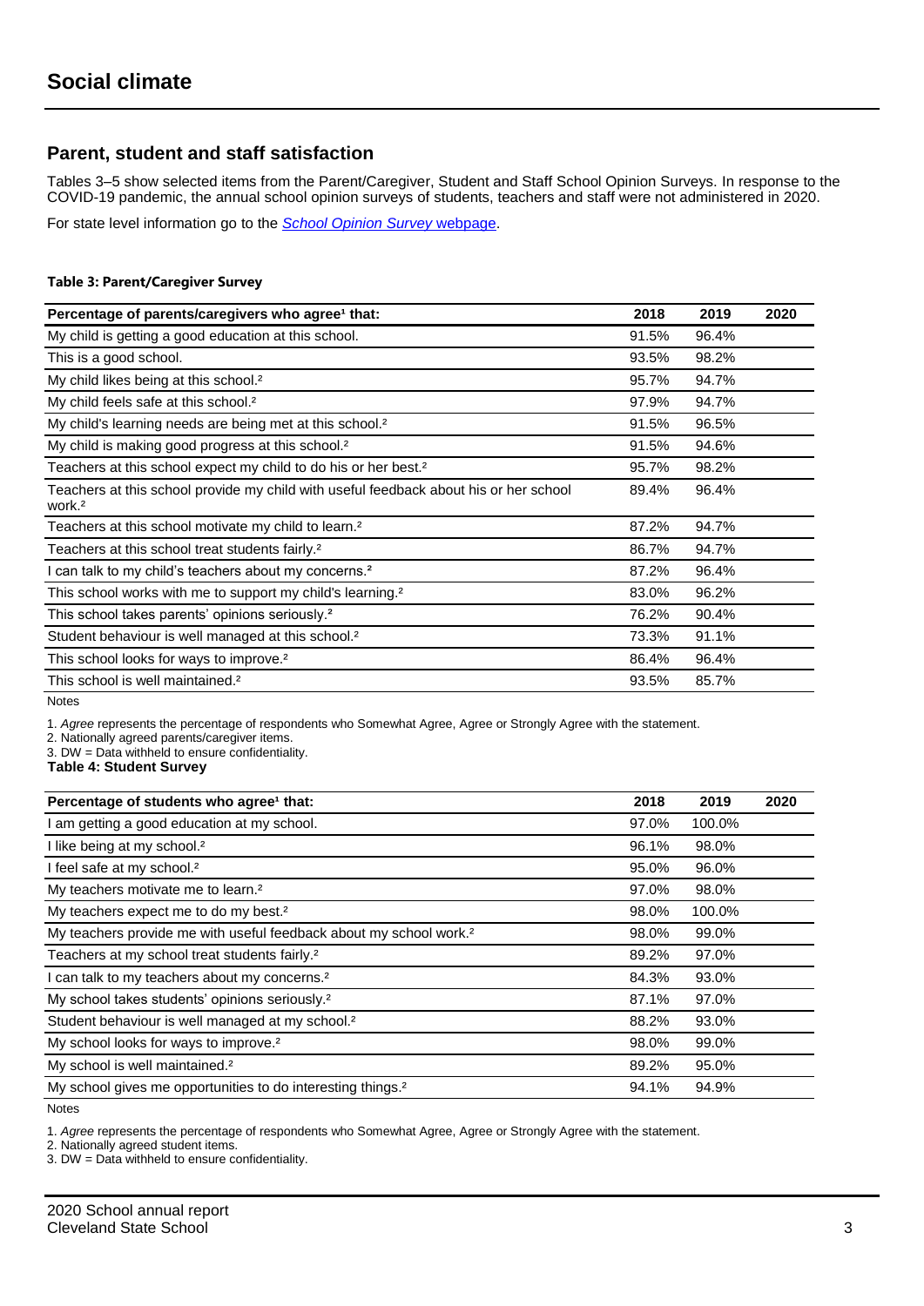# Social climate

## Parent, student and staff satisfaction

Tables 3–5 show selected items from the Parent/Caregiver, Student and Staff School Opinion Surveys. In response to the COVID-19 pandemic, the annual school opinion surveys of students, teachers and staff were not administered in 2020.

For state level information go to the *School Opinion Survey* webpage.

**Table 3: Parent/Caregiver Survey**

| Percentage of parents/caregivers who agree[1] that: | 2018 | 2019 | 2020 |
|---|---|---|---|
| My child is getting a good education at this school. | 91.5% | 96.4% | |
| This is a good school. | 93.5% | 98.2% | |
| My child likes being at this school.[2] | 95.7% | 94.7% | |
| My child feels safe at this school.[2] | 97.9% | 94.7% | |
| My child's learning needs are being met at this school.[2] | 91.5% | 96.5% | |
| My child is making good progress at this school.[2] | 91.5% | 94.6% | |
| Teachers at this school expect my child to do his or her best.[2] | 95.7% | 98.2% | |
| Teachers at this school provide my child with useful feedback about his or her school work.[2] | 89.4% | 96.4% | |
| Teachers at this school motivate my child to learn.[2] | 87.2% | 94.7% | |
| Teachers at this school treat students fairly.[2] | 86.7% | 94.7% | |
| I can talk to my child's teachers about my concerns.[2] | 87.2% | 96.4% | |
| This school works with me to support my child's learning.[2] | 83.0% | 96.2% | |
| This school takes parents' opinions seriously.[2] | 76.2% | 90.4% | |
| Student behaviour is well managed at this school.[2] | 73.3% | 91.1% | |
| This school looks for ways to improve.[2] | 86.4% | 96.4% | |
| This school is well maintained.[2] | 93.5% | 85.7% | |

Notes

1. *Agree* represents the percentage of respondents who Somewhat Agree, Agree or Strongly Agree with the statement.
2. Nationally agreed parents/caregiver items.
3. DW = Data withheld to ensure confidentiality.

**Table 4: Student Survey**

| Percentage of students who agree[1] that: | 2018 | 2019 | 2020 |
|---|---|---|---|
| I am getting a good education at my school. | 97.0% | 100.0% | |
| I like being at my school.[2] | 96.1% | 98.0% | |
| I feel safe at my school.[2] | 95.0% | 96.0% | |
| My teachers motivate me to learn.[2] | 97.0% | 98.0% | |
| My teachers expect me to do my best.[2] | 98.0% | 100.0% | |
| My teachers provide me with useful feedback about my school work.[2] | 98.0% | 99.0% | |
| Teachers at my school treat students fairly.[2] | 89.2% | 97.0% | |
| I can talk to my teachers about my concerns.[2] | 84.3% | 93.0% | |
| My school takes students' opinions seriously.[2] | 87.1% | 97.0% | |
| Student behaviour is well managed at my school.[2] | 88.2% | 93.0% | |
| My school looks for ways to improve.[2] | 98.0% | 99.0% | |
| My school is well maintained.[2] | 89.2% | 95.0% | |
| My school gives me opportunities to do interesting things.[2] | 94.1% | 94.9% | |

Notes

1. *Agree* represents the percentage of respondents who Somewhat Agree, Agree or Strongly Agree with the statement.
2. Nationally agreed student items.
3. DW = Data withheld to ensure confidentiality.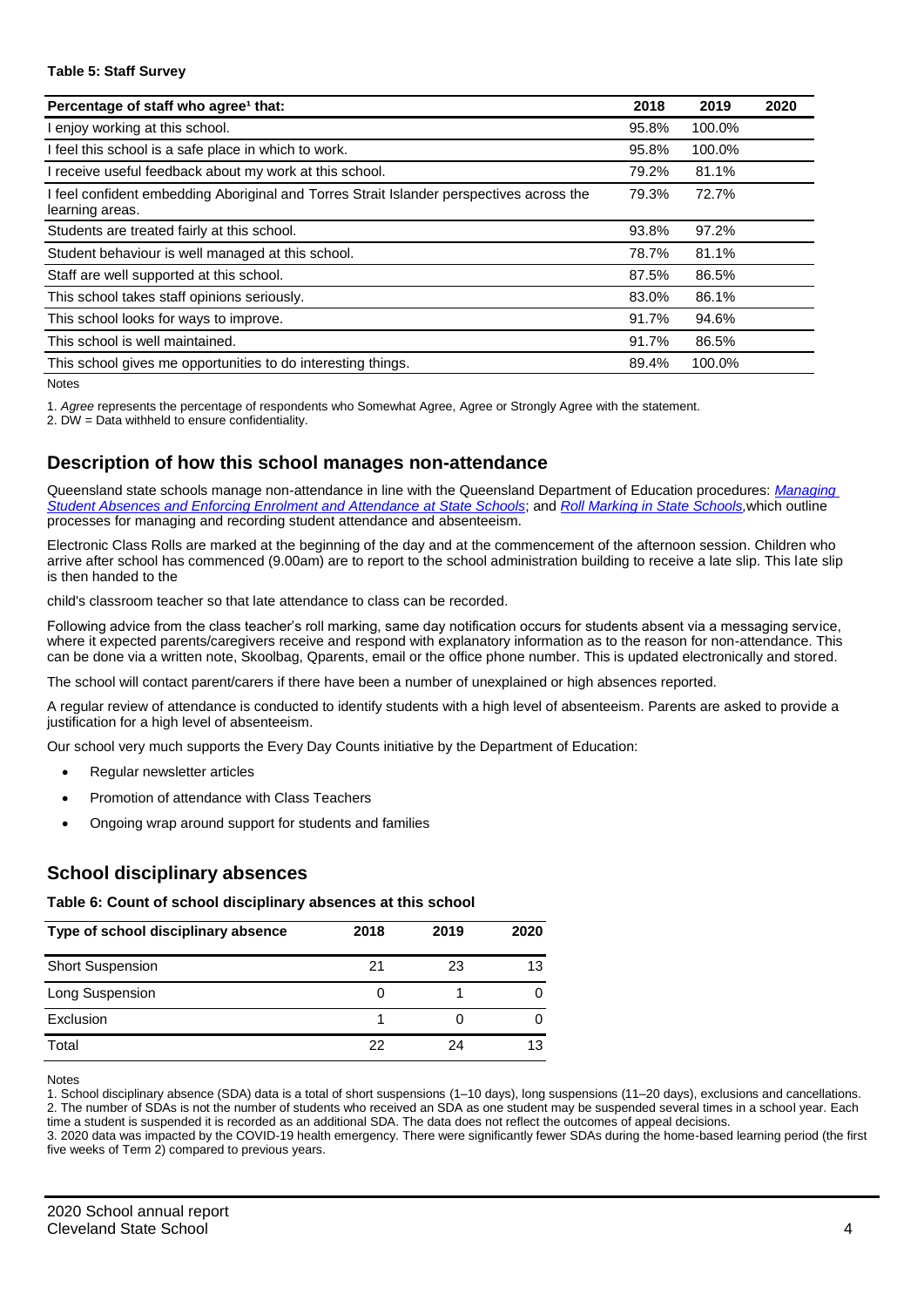**Table 5: Staff Survey**

| Percentage of staff who agree[1] that: | 2018 | 2019 | 2020 |
|---|---|---|---|
| I enjoy working at this school. | 95.8% | 100.0% | |
| I feel this school is a safe place in which to work. | 95.8% | 100.0% | |
| I receive useful feedback about my work at this school. | 79.2% | 81.1% | |
| I feel confident embedding Aboriginal and Torres Strait Islander perspectives across the learning areas. | 79.3% | 72.7% | |
| Students are treated fairly at this school. | 93.8% | 97.2% | |
| Student behaviour is well managed at this school. | 78.7% | 81.1% | |
| Staff are well supported at this school. | 87.5% | 86.5% | |
| This school takes staff opinions seriously. | 83.0% | 86.1% | |
| This school looks for ways to improve. | 91.7% | 94.6% | |
| This school is well maintained. | 91.7% | 86.5% | |
| This school gives me opportunities to do interesting things. | 89.4% | 100.0% | |

Notes

1. *Agree* represents the percentage of respondents who Somewhat Agree, Agree or Strongly Agree with the statement.
2. DW = Data withheld to ensure confidentiality.

## Description of how this school manages non-attendance

Queensland state schools manage non-attendance in line with the Queensland Department of Education procedures: *Managing Student Absences and Enforcing Enrolment and Attendance at State Schools*; and *Roll Marking in State Schools,* which outline processes for managing and recording student attendance and absenteeism.

Electronic Class Rolls are marked at the beginning of the day and at the commencement of the afternoon session. Children who arrive after school has commenced (9.00am) are to report to the school administration building to receive a late slip. This late slip is then handed to the

child's classroom teacher so that late attendance to class can be recorded.

Following advice from the class teacher's roll marking, same day notification occurs for students absent via a messaging service, where it expected parents/caregivers receive and respond with explanatory information as to the reason for non-attendance. This can be done via a written note, Skoolbag, Qparents, email or the office phone number. This is updated electronically and stored.

The school will contact parent/carers if there have been a number of unexplained or high absences reported.

A regular review of attendance is conducted to identify students with a high level of absenteeism. Parents are asked to provide a justification for a high level of absenteeism.

Our school very much supports the Every Day Counts initiative by the Department of Education:

- Regular newsletter articles
- Promotion of attendance with Class Teachers
- Ongoing wrap around support for students and families

## School disciplinary absences

**Table 6: Count of school disciplinary absences at this school**

| Type of school disciplinary absence | 2018 | 2019 | 2020 |
|---|---|---|---|
| Short Suspension | 21 | 23 | 13 |
| Long Suspension | 0 | 1 | 0 |
| Exclusion | 1 | 0 | 0 |
| Total | 22 | 24 | 13 |

Notes

1. School disciplinary absence (SDA) data is a total of short suspensions (1–10 days), long suspensions (11–20 days), exclusions and cancellations.
2. The number of SDAs is not the number of students who received an SDA as one student may be suspended several times in a school year. Each time a student is suspended it is recorded as an additional SDA. The data does not reflect the outcomes of appeal decisions.
3. 2020 data was impacted by the COVID-19 health emergency. There were significantly fewer SDAs during the home-based learning period (the first five weeks of Term 2) compared to previous years.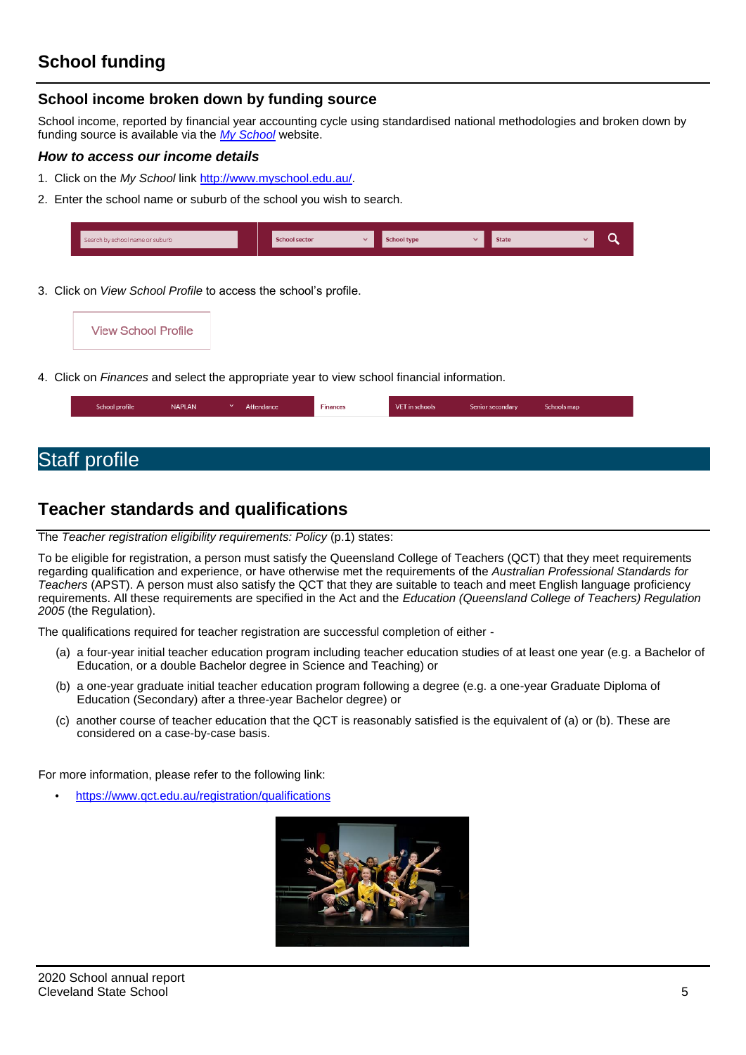## School funding

### School income broken down by funding source

School income, reported by financial year accounting cycle using standardised national methodologies and broken down by funding source is available via the [*My School*](http://www.myschool.edu.au/) website.

#### *How to access our income details*

1. Click on the *My School* link [http://www.myschool.edu.au/](http://www.myschool.edu.au/).
2. Enter the school name or suburb of the school you wish to search.
3. Click on *View School Profile* to access the school's profile.
4. Click on *Finances* and select the appropriate year to view school financial information.

# Staff profile

## Teacher standards and qualifications

The *Teacher registration eligibility requirements: Policy* (p.1) states:

To be eligible for registration, a person must satisfy the Queensland College of Teachers (QCT) that they meet requirements regarding qualification and experience, or have otherwise met the requirements of the *Australian Professional Standards for Teachers* (APST). A person must also satisfy the QCT that they are suitable to teach and meet English language proficiency requirements. All these requirements are specified in the Act and the *Education (Queensland College of Teachers) Regulation 2005* (the Regulation).

The qualifications required for teacher registration are successful completion of either -

(a) a four-year initial teacher education program including teacher education studies of at least one year (e.g. a Bachelor of Education, or a double Bachelor degree in Science and Teaching) or

(b) a one-year graduate initial teacher education program following a degree (e.g. a one-year Graduate Diploma of Education (Secondary) after a three-year Bachelor degree) or

(c) another course of teacher education that the QCT is reasonably satisfied is the equivalent of (a) or (b). These are considered on a case-by-case basis.

For more information, please refer to the following link:

- [https://www.qct.edu.au/registration/qualifications](https://www.qct.edu.au/registration/qualifications)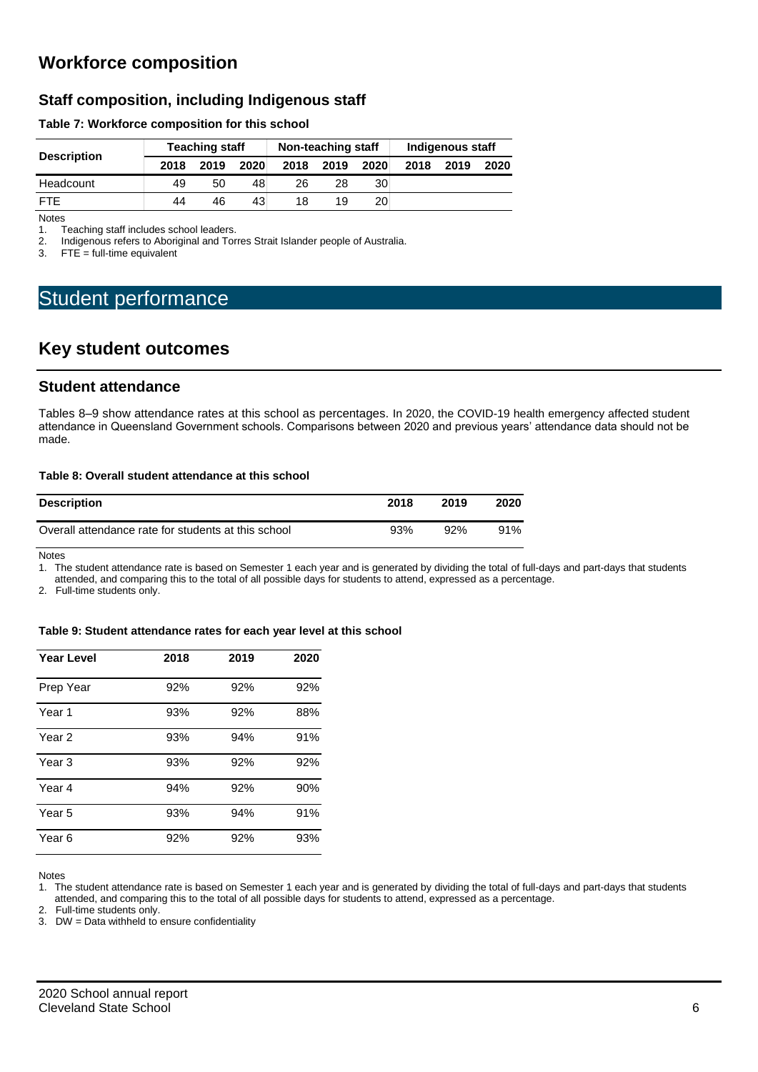## Workforce composition

### Staff composition, including Indigenous staff

**Table 7: Workforce composition for this school**

| Description | Teaching staff | | | Non-teaching staff | | | Indigenous staff | | |
|---|---|---|---|---|---|---|---|---|---|
| | 2018 | 2019 | 2020 | 2018 | 2019 | 2020 | 2018 | 2019 | 2020 |
| Headcount | 49 | 50 | 48 | 26 | 28 | 30 | | | |
| FTE | 44 | 46 | 43 | 18 | 19 | 20 | | | |

Notes

1. Teaching staff includes school leaders.
2. Indigenous refers to Aboriginal and Torres Strait Islander people of Australia.
3. FTE = full-time equivalent

# Student performance

## Key student outcomes

### Student attendance

Tables 8–9 show attendance rates at this school as percentages. In 2020, the COVID-19 health emergency affected student attendance in Queensland Government schools. Comparisons between 2020 and previous years' attendance data should not be made.

**Table 8: Overall student attendance at this school**

| Description | 2018 | 2019 | 2020 |
|---|---|---|---|
| Overall attendance rate for students at this school | 93% | 92% | 91% |

Notes

1. The student attendance rate is based on Semester 1 each year and is generated by dividing the total of full-days and part-days that students attended, and comparing this to the total of all possible days for students to attend, expressed as a percentage.
2. Full-time students only.

**Table 9: Student attendance rates for each year level at this school**

| Year Level | 2018 | 2019 | 2020 |
|---|---|---|---|
| Prep Year | 92% | 92% | 92% |
| Year 1 | 93% | 92% | 88% |
| Year 2 | 93% | 94% | 91% |
| Year 3 | 93% | 92% | 92% |
| Year 4 | 94% | 92% | 90% |
| Year 5 | 93% | 94% | 91% |
| Year 6 | 92% | 92% | 93% |

Notes

1. The student attendance rate is based on Semester 1 each year and is generated by dividing the total of full-days and part-days that students attended, and comparing this to the total of all possible days for students to attend, expressed as a percentage.
2. Full-time students only.
3. DW = Data withheld to ensure confidentiality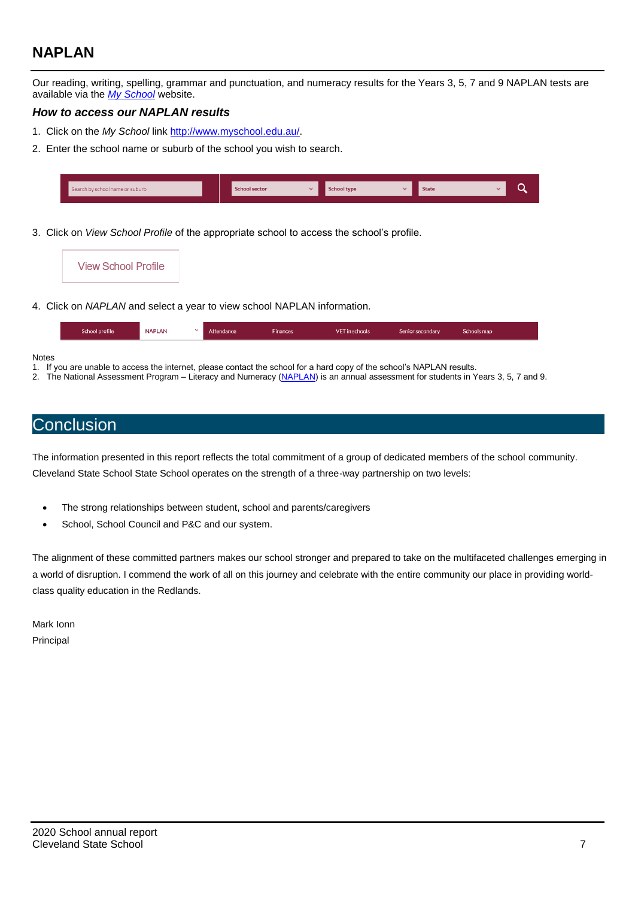## NAPLAN

Our reading, writing, spelling, grammar and punctuation, and numeracy results for the Years 3, 5, 7 and 9 NAPLAN tests are available via the *My School* website.

### *How to access our NAPLAN results*

1. Click on the *My School* link http://www.myschool.edu.au/.
2. Enter the school name or suburb of the school you wish to search.

Search by school name or suburb | School sector | School type | State

3. Click on *View School Profile* of the appropriate school to access the school's profile.

View School Profile

4. Click on *NAPLAN* and select a year to view school NAPLAN information.

School profile | NAPLAN | Attendance | Finances | VET in schools | Senior secondary | Schools map

Notes
1. If you are unable to access the internet, please contact the school for a hard copy of the school's NAPLAN results.
2. The National Assessment Program – Literacy and Numeracy (NAPLAN) is an annual assessment for students in Years 3, 5, 7 and 9.

## Conclusion

The information presented in this report reflects the total commitment of a group of dedicated members of the school community. Cleveland State School State School operates on the strength of a three-way partnership on two levels:

- The strong relationships between student, school and parents/caregivers
- School, School Council and P&C and our system.

The alignment of these committed partners makes our school stronger and prepared to take on the multifaceted challenges emerging in a world of disruption. I commend the work of all on this journey and celebrate with the entire community our place in providing world-class quality education in the Redlands.

Mark Ionn
Principal